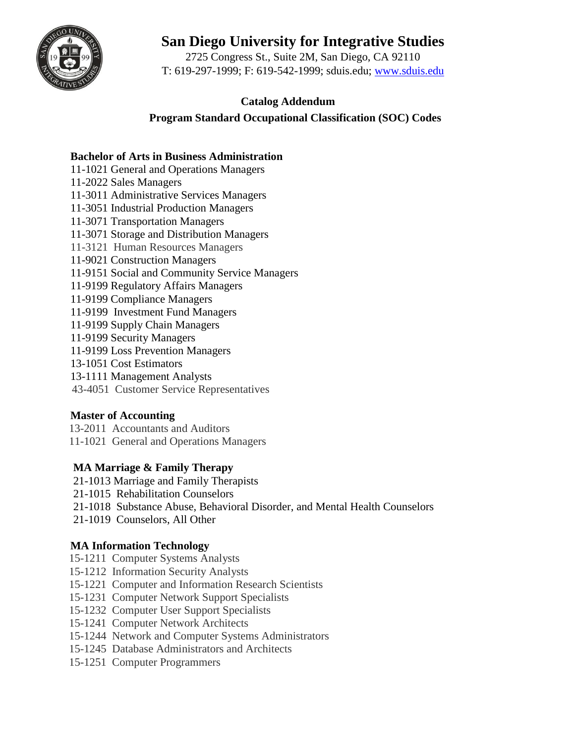# San Diego University for Integrative Studies

2725 Congress St., Suite 2M, San Diego, CA 92110
T: 619-297-1999; F: 619-542-1999; sduis.edu; www.sduis.edu

## Catalog Addendum

## Program Standard Occupational Classification (SOC) Codes

### Bachelor of Arts in Business Administration

11-1021 General and Operations Managers
11-2022 Sales Managers
11-3011 Administrative Services Managers
11-3051 Industrial Production Managers
11-3071 Transportation Managers
11-3071 Storage and Distribution Managers
11-3121 Human Resources Managers
11-9021 Construction Managers
11-9151 Social and Community Service Managers
11-9199 Regulatory Affairs Managers
11-9199 Compliance Managers
11-9199 Investment Fund Managers
11-9199 Supply Chain Managers
11-9199 Security Managers
11-9199 Loss Prevention Managers
13-1051 Cost Estimators
13-1111 Management Analysts
43-4051 Customer Service Representatives

### Master of Accounting

13-2011 Accountants and Auditors
11-1021 General and Operations Managers

### MA Marriage & Family Therapy

21-1013 Marriage and Family Therapists
21-1015 Rehabilitation Counselors
21-1018 Substance Abuse, Behavioral Disorder, and Mental Health Counselors
21-1019 Counselors, All Other

### MA Information Technology

15-1211 Computer Systems Analysts
15-1212 Information Security Analysts
15-1221 Computer and Information Research Scientists
15-1231 Computer Network Support Specialists
15-1232 Computer User Support Specialists
15-1241 Computer Network Architects
15-1244 Network and Computer Systems Administrators
15-1245 Database Administrators and Architects
15-1251 Computer Programmers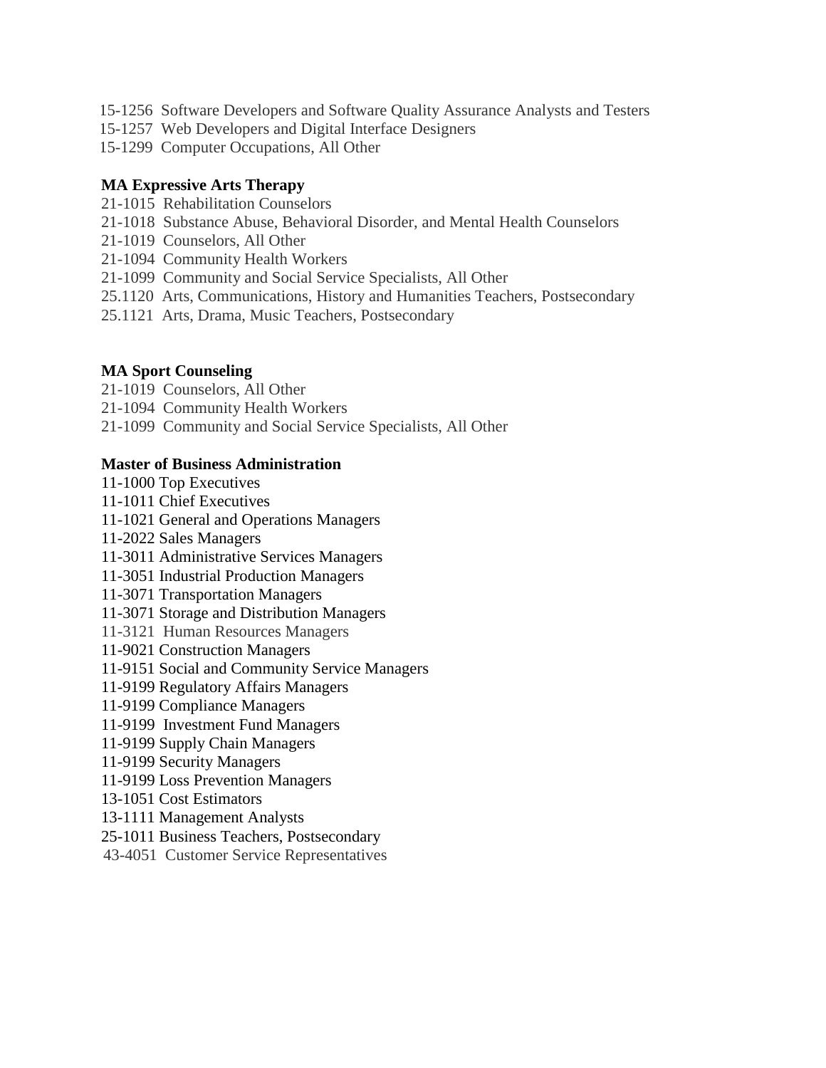15-1256 Software Developers and Software Quality Assurance Analysts and Testers
15-1257 Web Developers and Digital Interface Designers
15-1299 Computer Occupations, All Other

**MA Expressive Arts Therapy**

21-1015 Rehabilitation Counselors
21-1018 Substance Abuse, Behavioral Disorder, and Mental Health Counselors
21-1019 Counselors, All Other
21-1094 Community Health Workers
21-1099 Community and Social Service Specialists, All Other
25.1120 Arts, Communications, History and Humanities Teachers, Postsecondary
25.1121 Arts, Drama, Music Teachers, Postsecondary

**MA Sport Counseling**

21-1019 Counselors, All Other
21-1094 Community Health Workers
21-1099 Community and Social Service Specialists, All Other

**Master of Business Administration**

11-1000 Top Executives
11-1011 Chief Executives
11-1021 General and Operations Managers
11-2022 Sales Managers
11-3011 Administrative Services Managers
11-3051 Industrial Production Managers
11-3071 Transportation Managers
11-3071 Storage and Distribution Managers
11-3121 Human Resources Managers
11-9021 Construction Managers
11-9151 Social and Community Service Managers
11-9199 Regulatory Affairs Managers
11-9199 Compliance Managers
11-9199 Investment Fund Managers
11-9199 Supply Chain Managers
11-9199 Security Managers
11-9199 Loss Prevention Managers
13-1051 Cost Estimators
13-1111 Management Analysts
25-1011 Business Teachers, Postsecondary
43-4051 Customer Service Representatives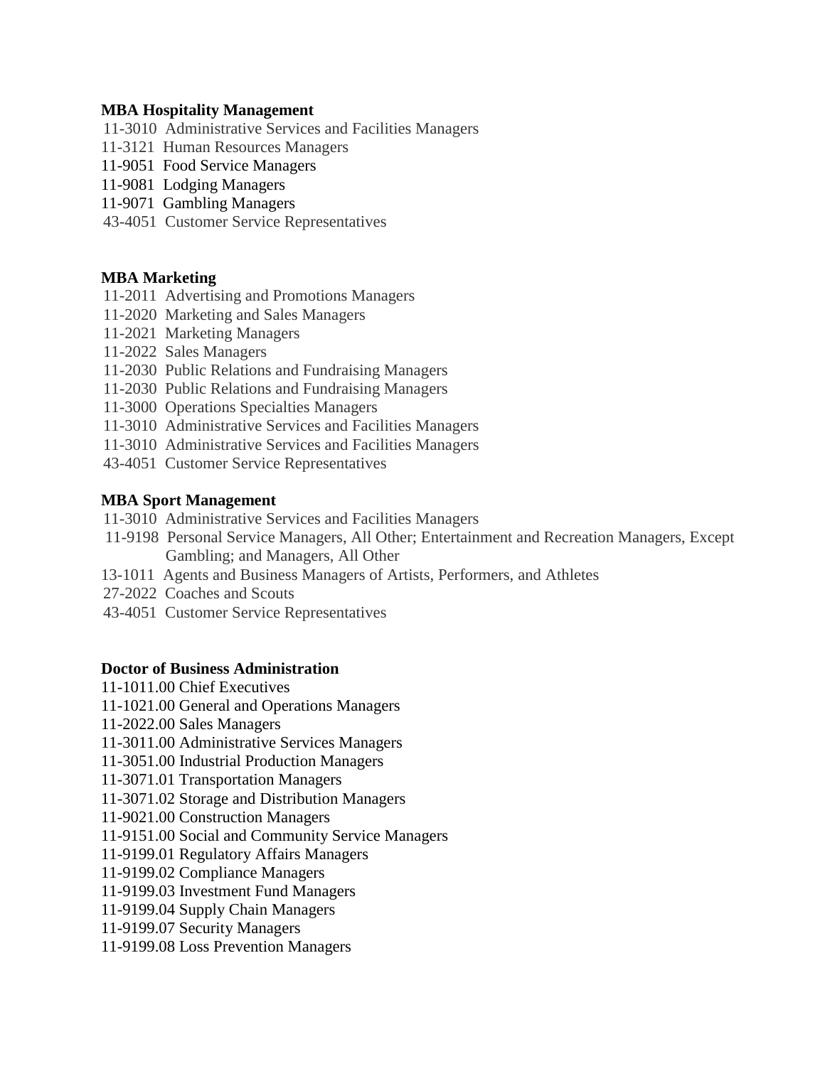**MBA Hospitality Management**

11-3010 Administrative Services and Facilities Managers
11-3121 Human Resources Managers
11-9051 Food Service Managers
11-9081 Lodging Managers
11-9071 Gambling Managers
43-4051 Customer Service Representatives

**MBA Marketing**

11-2011 Advertising and Promotions Managers
11-2020 Marketing and Sales Managers
11-2021 Marketing Managers
11-2022 Sales Managers
11-2030 Public Relations and Fundraising Managers
11-2030 Public Relations and Fundraising Managers
11-3000 Operations Specialties Managers
11-3010 Administrative Services and Facilities Managers
11-3010 Administrative Services and Facilities Managers
43-4051 Customer Service Representatives

**MBA Sport Management**

11-3010 Administrative Services and Facilities Managers
11-9198 Personal Service Managers, All Other; Entertainment and Recreation Managers, Except Gambling; and Managers, All Other
13-1011 Agents and Business Managers of Artists, Performers, and Athletes
27-2022 Coaches and Scouts
43-4051 Customer Service Representatives

**Doctor of Business Administration**

11-1011.00 Chief Executives
11-1021.00 General and Operations Managers
11-2022.00 Sales Managers
11-3011.00 Administrative Services Managers
11-3051.00 Industrial Production Managers
11-3071.01 Transportation Managers
11-3071.02 Storage and Distribution Managers
11-9021.00 Construction Managers
11-9151.00 Social and Community Service Managers
11-9199.01 Regulatory Affairs Managers
11-9199.02 Compliance Managers
11-9199.03 Investment Fund Managers
11-9199.04 Supply Chain Managers
11-9199.07 Security Managers
11-9199.08 Loss Prevention Managers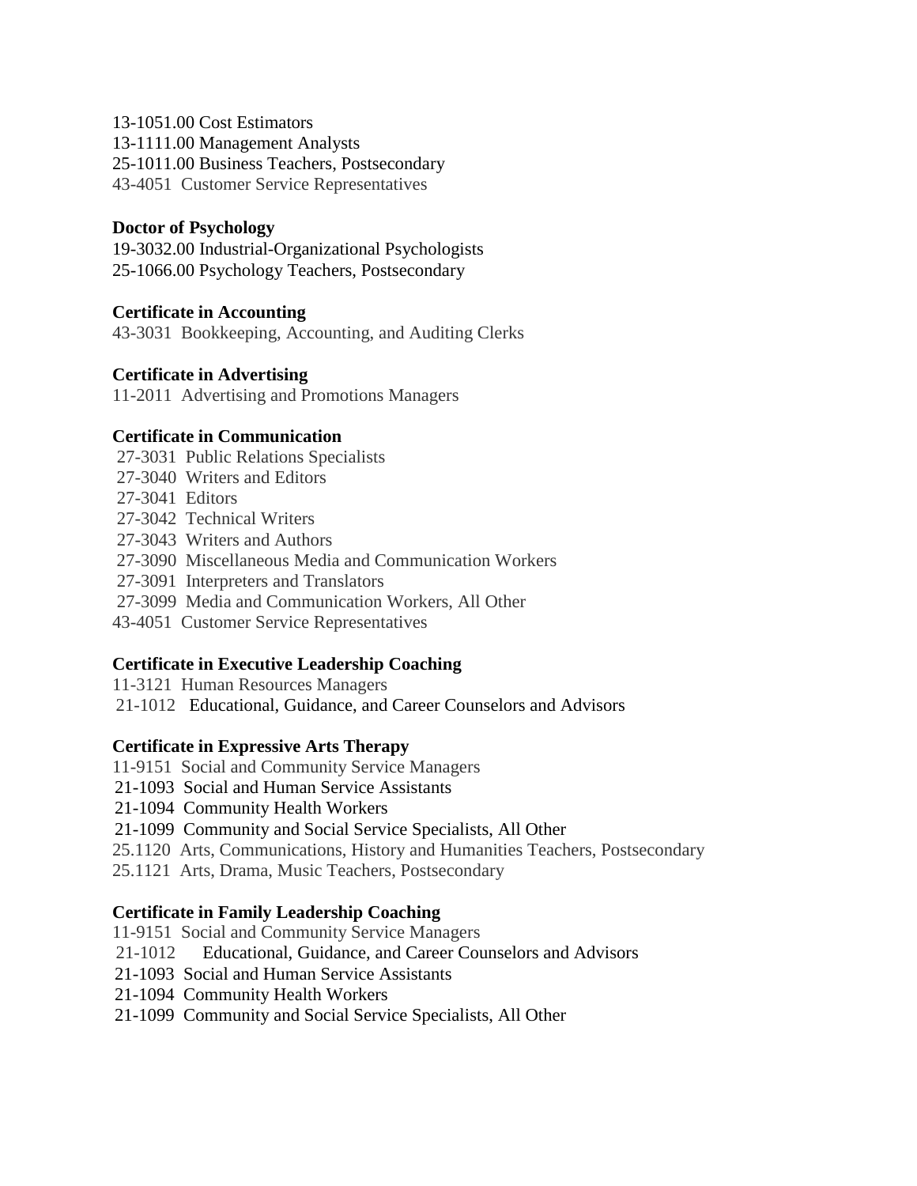13-1051.00 Cost Estimators
13-1111.00 Management Analysts
25-1011.00 Business Teachers, Postsecondary
43-4051 Customer Service Representatives

**Doctor of Psychology**

19-3032.00 Industrial-Organizational Psychologists
25-1066.00 Psychology Teachers, Postsecondary

**Certificate in Accounting**

43-3031 Bookkeeping, Accounting, and Auditing Clerks

**Certificate in Advertising**

11-2011 Advertising and Promotions Managers

**Certificate in Communication**

27-3031 Public Relations Specialists
27-3040 Writers and Editors
27-3041 Editors
27-3042 Technical Writers
27-3043 Writers and Authors
27-3090 Miscellaneous Media and Communication Workers
27-3091 Interpreters and Translators
27-3099 Media and Communication Workers, All Other
43-4051 Customer Service Representatives

**Certificate in Executive Leadership Coaching**

11-3121 Human Resources Managers
21-1012 Educational, Guidance, and Career Counselors and Advisors

**Certificate in Expressive Arts Therapy**

11-9151 Social and Community Service Managers
21-1093 Social and Human Service Assistants
21-1094 Community Health Workers
21-1099 Community and Social Service Specialists, All Other
25.1120 Arts, Communications, History and Humanities Teachers, Postsecondary
25.1121 Arts, Drama, Music Teachers, Postsecondary

**Certificate in Family Leadership Coaching**

11-9151 Social and Community Service Managers
21-1012 Educational, Guidance, and Career Counselors and Advisors
21-1093 Social and Human Service Assistants
21-1094 Community Health Workers
21-1099 Community and Social Service Specialists, All Other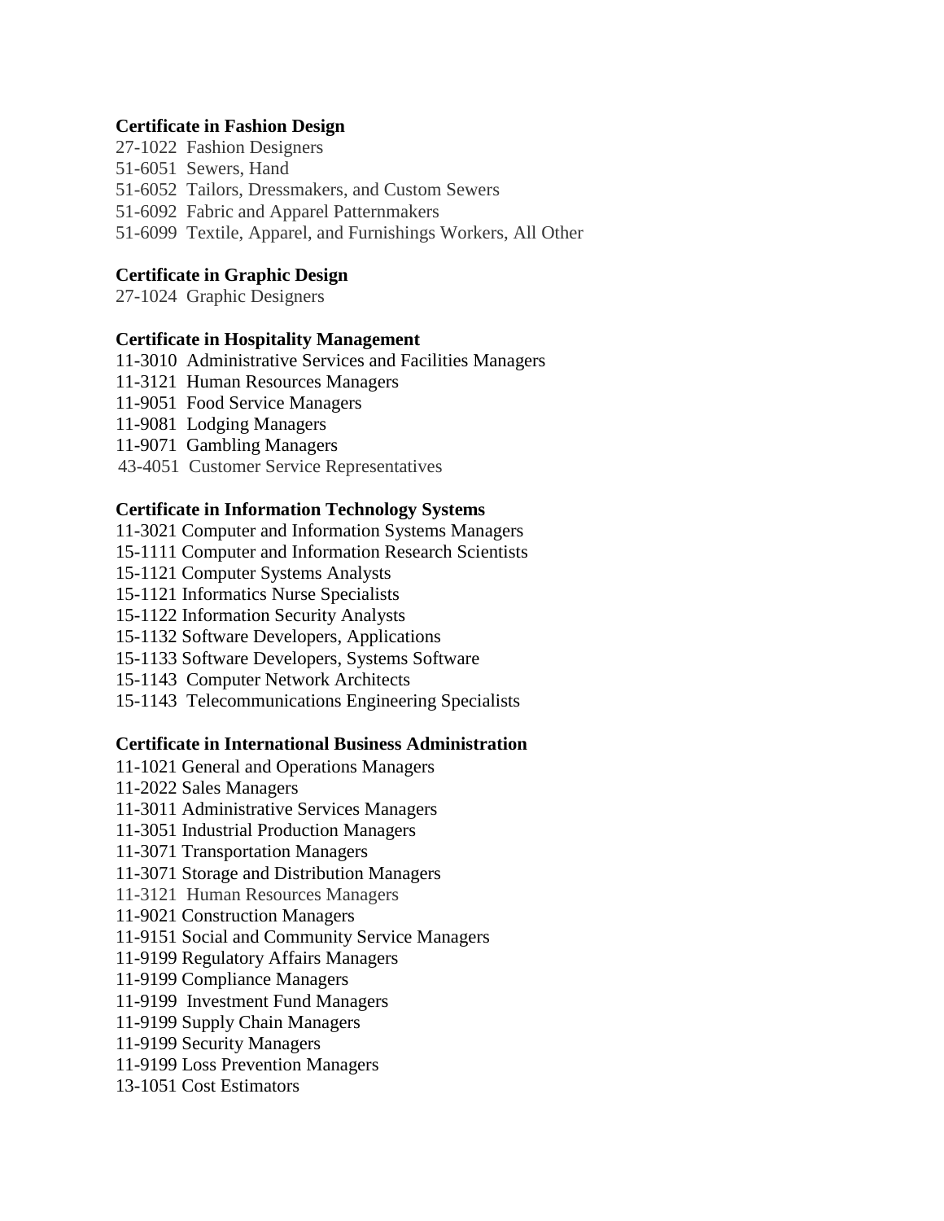**Certificate in Fashion Design**

27-1022 Fashion Designers
51-6051 Sewers, Hand
51-6052 Tailors, Dressmakers, and Custom Sewers
51-6092 Fabric and Apparel Patternmakers
51-6099 Textile, Apparel, and Furnishings Workers, All Other

**Certificate in Graphic Design**

27-1024 Graphic Designers

**Certificate in Hospitality Management**

11-3010 Administrative Services and Facilities Managers
11-3121 Human Resources Managers
11-9051 Food Service Managers
11-9081 Lodging Managers
11-9071 Gambling Managers
43-4051 Customer Service Representatives

**Certificate in Information Technology Systems**

11-3021 Computer and Information Systems Managers
15-1111 Computer and Information Research Scientists
15-1121 Computer Systems Analysts
15-1121 Informatics Nurse Specialists
15-1122 Information Security Analysts
15-1132 Software Developers, Applications
15-1133 Software Developers, Systems Software
15-1143 Computer Network Architects
15-1143 Telecommunications Engineering Specialists

**Certificate in International Business Administration**

11-1021 General and Operations Managers
11-2022 Sales Managers
11-3011 Administrative Services Managers
11-3051 Industrial Production Managers
11-3071 Transportation Managers
11-3071 Storage and Distribution Managers
11-3121 Human Resources Managers
11-9021 Construction Managers
11-9151 Social and Community Service Managers
11-9199 Regulatory Affairs Managers
11-9199 Compliance Managers
11-9199 Investment Fund Managers
11-9199 Supply Chain Managers
11-9199 Security Managers
11-9199 Loss Prevention Managers
13-1051 Cost Estimators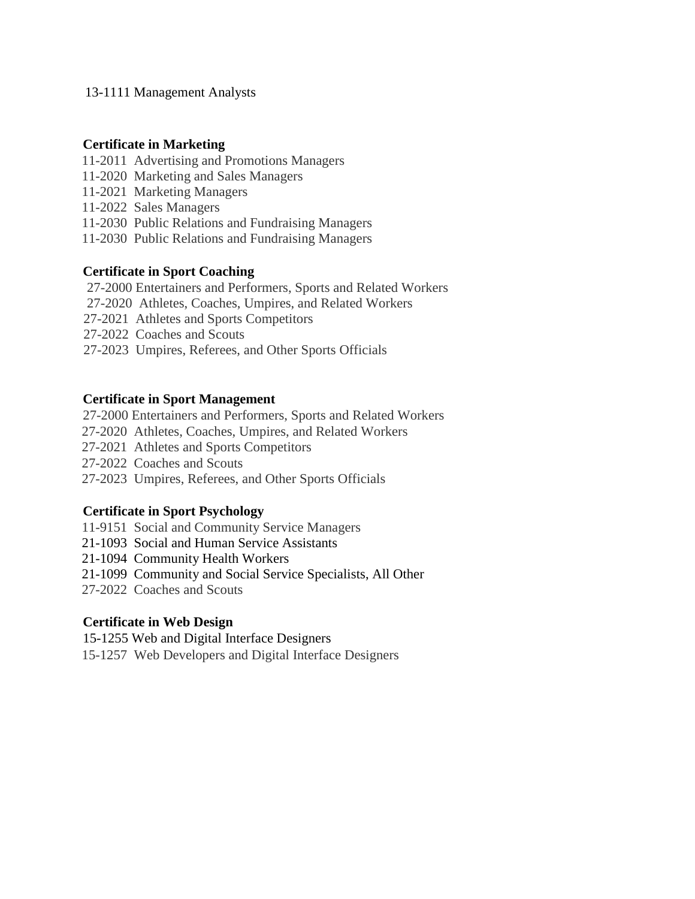13-1111 Management Analysts

**Certificate in Marketing**

11-2011 Advertising and Promotions Managers
11-2020 Marketing and Sales Managers
11-2021 Marketing Managers
11-2022 Sales Managers
11-2030 Public Relations and Fundraising Managers
11-2030 Public Relations and Fundraising Managers

**Certificate in Sport Coaching**

27-2000 Entertainers and Performers, Sports and Related Workers
27-2020 Athletes, Coaches, Umpires, and Related Workers
27-2021 Athletes and Sports Competitors
27-2022 Coaches and Scouts
27-2023 Umpires, Referees, and Other Sports Officials

**Certificate in Sport Management**

27-2000 Entertainers and Performers, Sports and Related Workers
27-2020 Athletes, Coaches, Umpires, and Related Workers
27-2021 Athletes and Sports Competitors
27-2022 Coaches and Scouts
27-2023 Umpires, Referees, and Other Sports Officials

**Certificate in Sport Psychology**

11-9151 Social and Community Service Managers
21-1093 Social and Human Service Assistants
21-1094 Community Health Workers
21-1099 Community and Social Service Specialists, All Other
27-2022 Coaches and Scouts

**Certificate in Web Design**

15-1255 Web and Digital Interface Designers
15-1257 Web Developers and Digital Interface Designers